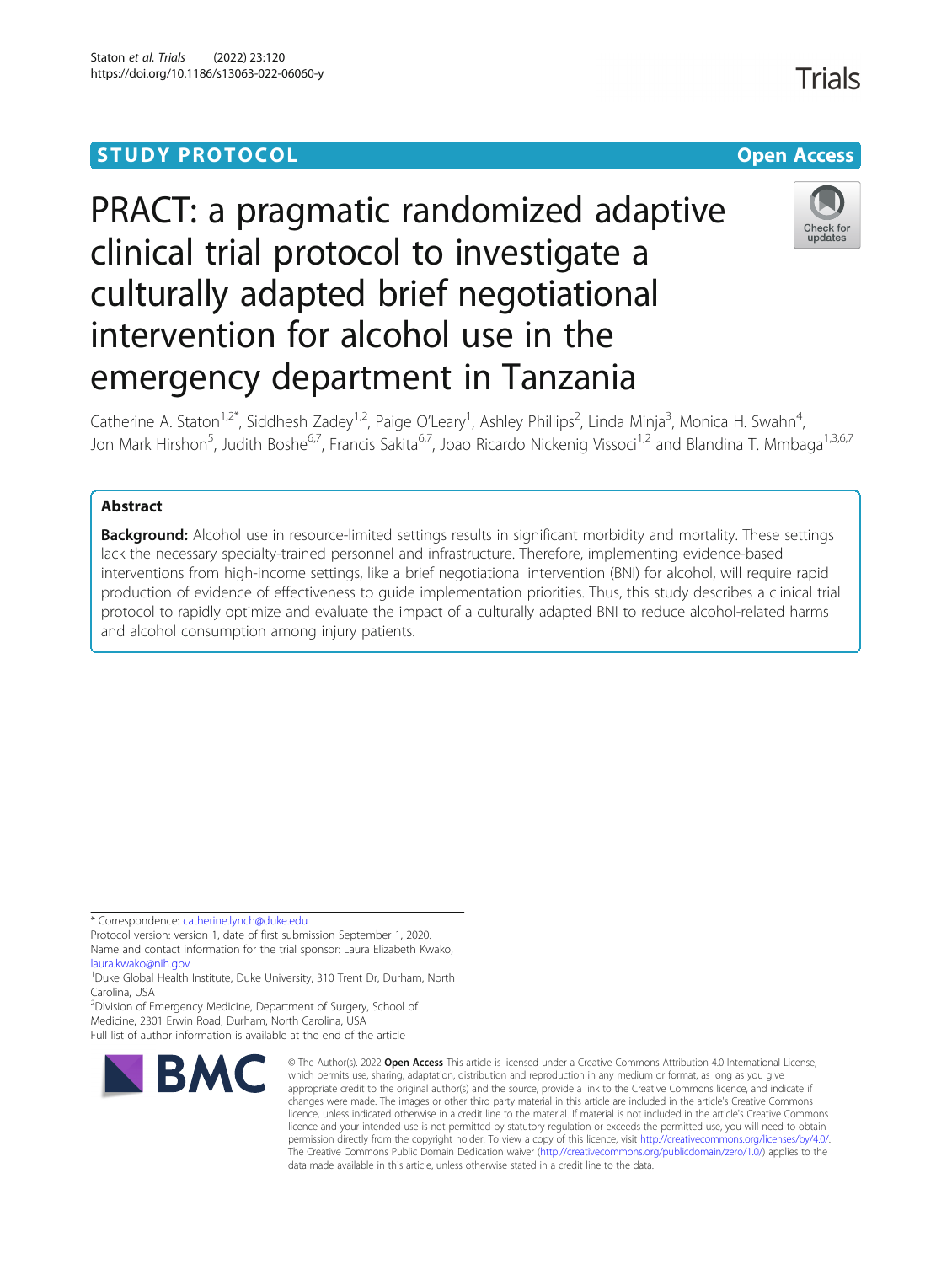**STUDY PROTOCOL** **Open Access**

# PRACT: a pragmatic randomized adaptive clinical trial protocol to investigate a culturally adapted brief negotiational intervention for alcohol use in the emergency department in Tanzania

Catherine A. Staton[1,2*], Siddhesh Zadey[1,2], Paige O'Leary[1], Ashley Phillips[2], Linda Minja[3], Monica H. Swahn[4], Jon Mark Hirshon[5], Judith Boshe[6,7], Francis Sakita[6,7], Joao Ricardo Nickenig Vissoci[1,2] and Blandina T. Mmbaga[1,3,6,7]

## Abstract

**Background:** Alcohol use in resource-limited settings results in significant morbidity and mortality. These settings lack the necessary specialty-trained personnel and infrastructure. Therefore, implementing evidence-based interventions from high-income settings, like a brief negotiational intervention (BNI) for alcohol, will require rapid production of evidence of effectiveness to guide implementation priorities. Thus, this study describes a clinical trial protocol to rapidly optimize and evaluate the impact of a culturally adapted BNI to reduce alcohol-related harms and alcohol consumption among injury patients.

---

\* Correspondence: catherine.lynch@duke.edu

Protocol version: version 1, date of first submission September 1, 2020.

Name and contact information for the trial sponsor: Laura Elizabeth Kwako, laura.kwako@nih.gov

[1]Duke Global Health Institute, Duke University, 310 Trent Dr, Durham, North Carolina, USA

[2]Division of Emergency Medicine, Department of Surgery, School of Medicine, 2301 Erwin Road, Durham, North Carolina, USA

Full list of author information is available at the end of the article

© The Author(s). 2022 **Open Access** This article is licensed under a Creative Commons Attribution 4.0 International License, which permits use, sharing, adaptation, distribution and reproduction in any medium or format, as long as you give appropriate credit to the original author(s) and the source, provide a link to the Creative Commons licence, and indicate if changes were made. The images or other third party material in this article are included in the article's Creative Commons licence, unless indicated otherwise in a credit line to the material. If material is not included in the article's Creative Commons licence and your intended use is not permitted by statutory regulation or exceeds the permitted use, you will need to obtain permission directly from the copyright holder. To view a copy of this licence, visit http://creativecommons.org/licenses/by/4.0/. The Creative Commons Public Domain Dedication waiver (http://creativecommons.org/publicdomain/zero/1.0/) applies to the data made available in this article, unless otherwise stated in a credit line to the data.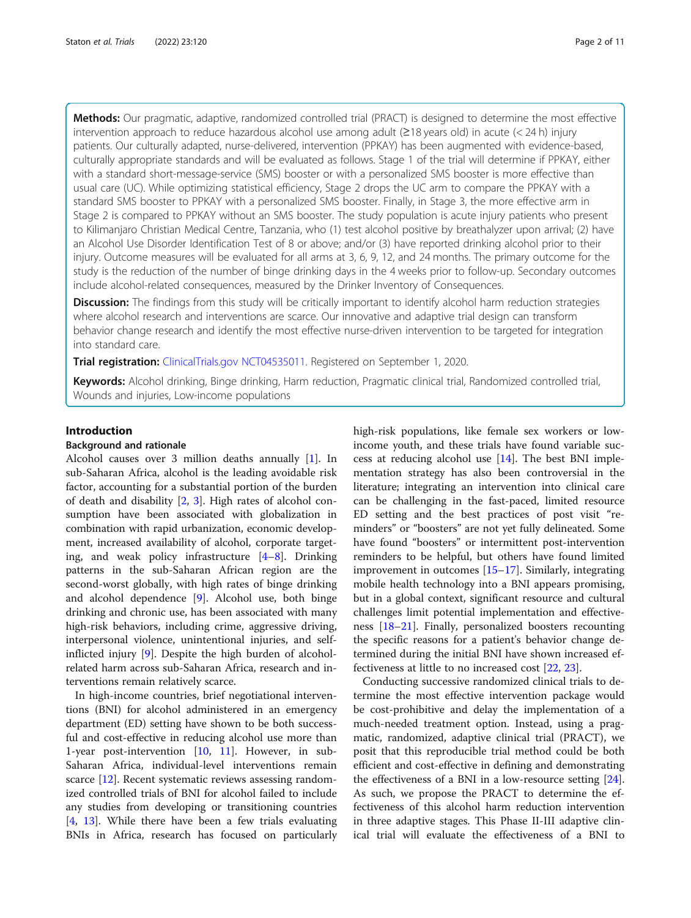**Methods:** Our pragmatic, adaptive, randomized controlled trial (PRACT) is designed to determine the most effective intervention approach to reduce hazardous alcohol use among adult (≥18 years old) in acute (< 24 h) injury patients. Our culturally adapted, nurse-delivered, intervention (PPKAY) has been augmented with evidence-based, culturally appropriate standards and will be evaluated as follows. Stage 1 of the trial will determine if PPKAY, either with a standard short-message-service (SMS) booster or with a personalized SMS booster is more effective than usual care (UC). While optimizing statistical efficiency, Stage 2 drops the UC arm to compare the PPKAY with a standard SMS booster to PPKAY with a personalized SMS booster. Finally, in Stage 3, the more effective arm in Stage 2 is compared to PPKAY without an SMS booster. The study population is acute injury patients who present to Kilimanjaro Christian Medical Centre, Tanzania, who (1) test alcohol positive by breathalyzer upon arrival; (2) have an Alcohol Use Disorder Identification Test of 8 or above; and/or (3) have reported drinking alcohol prior to their injury. Outcome measures will be evaluated for all arms at 3, 6, 9, 12, and 24 months. The primary outcome for the study is the reduction of the number of binge drinking days in the 4 weeks prior to follow-up. Secondary outcomes include alcohol-related consequences, measured by the Drinker Inventory of Consequences.

**Discussion:** The findings from this study will be critically important to identify alcohol harm reduction strategies where alcohol research and interventions are scarce. Our innovative and adaptive trial design can transform behavior change research and identify the most effective nurse-driven intervention to be targeted for integration into standard care.

**Trial registration:** ClinicalTrials.gov NCT04535011. Registered on September 1, 2020.

**Keywords:** Alcohol drinking, Binge drinking, Harm reduction, Pragmatic clinical trial, Randomized controlled trial, Wounds and injuries, Low-income populations

## Introduction

### Background and rationale

Alcohol causes over 3 million deaths annually [1]. In sub-Saharan Africa, alcohol is the leading avoidable risk factor, accounting for a substantial portion of the burden of death and disability [2, 3]. High rates of alcohol consumption have been associated with globalization in combination with rapid urbanization, economic development, increased availability of alcohol, corporate targeting, and weak policy infrastructure [4–8]. Drinking patterns in the sub-Saharan African region are the second-worst globally, with high rates of binge drinking and alcohol dependence [9]. Alcohol use, both binge drinking and chronic use, has been associated with many high-risk behaviors, including crime, aggressive driving, interpersonal violence, unintentional injuries, and self-inflicted injury [9]. Despite the high burden of alcohol-related harm across sub-Saharan Africa, research and interventions remain relatively scarce.

In high-income countries, brief negotiational interventions (BNI) for alcohol administered in an emergency department (ED) setting have shown to be both successful and cost-effective in reducing alcohol use more than 1-year post-intervention [10, 11]. However, in sub-Saharan Africa, individual-level interventions remain scarce [12]. Recent systematic reviews assessing randomized controlled trials of BNI for alcohol failed to include any studies from developing or transitioning countries [4, 13]. While there have been a few trials evaluating BNIs in Africa, research has focused on particularly high-risk populations, like female sex workers or low-income youth, and these trials have found variable success at reducing alcohol use [14]. The best BNI implementation strategy has also been controversial in the literature; integrating an intervention into clinical care can be challenging in the fast-paced, limited resource ED setting and the best practices of post visit "reminders" or "boosters" are not yet fully delineated. Some have found "boosters" or intermittent post-intervention reminders to be helpful, but others have found limited improvement in outcomes [15–17]. Similarly, integrating mobile health technology into a BNI appears promising, but in a global context, significant resource and cultural challenges limit potential implementation and effectiveness [18–21]. Finally, personalized boosters recounting the specific reasons for a patient's behavior change determined during the initial BNI have shown increased effectiveness at little to no increased cost [22, 23].

Conducting successive randomized clinical trials to determine the most effective intervention package would be cost-prohibitive and delay the implementation of a much-needed treatment option. Instead, using a pragmatic, randomized, adaptive clinical trial (PRACT), we posit that this reproducible trial method could be both efficient and cost-effective in defining and demonstrating the effectiveness of a BNI in a low-resource setting [24]. As such, we propose the PRACT to determine the effectiveness of this alcohol harm reduction intervention in three adaptive stages. This Phase II-III adaptive clinical trial will evaluate the effectiveness of a BNI to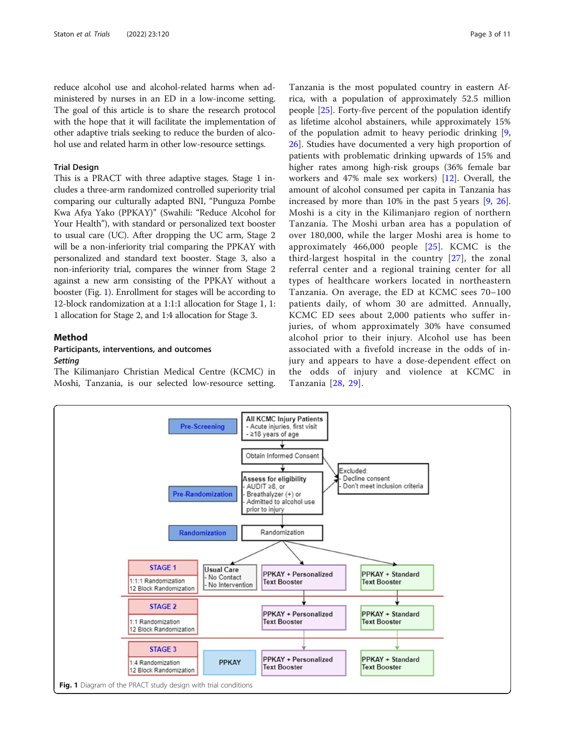reduce alcohol use and alcohol-related harms when administered by nurses in an ED in a low-income setting. The goal of this article is to share the research protocol with the hope that it will facilitate the implementation of other adaptive trials seeking to reduce the burden of alcohol use and related harm in other low-resource settings.

#### Trial Design

This is a PRACT with three adaptive stages. Stage 1 includes a three-arm randomized controlled superiority trial comparing our culturally adapted BNI, "Punguza Pombe Kwa Afya Yako (PPKAY)" (Swahili: "Reduce Alcohol for Your Health"), with standard or personalized text booster to usual care (UC). After dropping the UC arm, Stage 2 will be a non-inferiority trial comparing the PPKAY with personalized and standard text booster. Stage 3, also a non-inferiority trial, compares the winner from Stage 2 against a new arm consisting of the PPKAY without a booster (Fig. 1). Enrollment for stages will be according to 12-block randomization at a 1:1:1 allocation for Stage 1, 1:1 allocation for Stage 2, and 1:4 allocation for Stage 3.

## Method

### Participants, interventions, and outcomes

#### *Setting*

The Kilimanjaro Christian Medical Centre (KCMC) in Moshi, Tanzania, is our selected low-resource setting. Tanzania is the most populated country in eastern Africa, with a population of approximately 52.5 million people [25]. Forty-five percent of the population identify as lifetime alcohol abstainers, while approximately 15% of the population admit to heavy periodic drinking [9, 26]. Studies have documented a very high proportion of patients with problematic drinking upwards of 15% and higher rates among high-risk groups (36% female bar workers and 47% male sex workers) [12]. Overall, the amount of alcohol consumed per capita in Tanzania has increased by more than 10% in the past 5 years [9, 26]. Moshi is a city in the Kilimanjaro region of northern Tanzania. The Moshi urban area has a population of over 180,000, while the larger Moshi area is home to approximately 466,000 people [25]. KCMC is the third-largest hospital in the country [27], the zonal referral center and a regional training center for all types of healthcare workers located in northeastern Tanzania. On average, the ED at KCMC sees 70–100 patients daily, of whom 30 are admitted. Annually, KCMC ED sees about 2,000 patients who suffer injuries, of whom approximately 30% have consumed alcohol prior to their injury. Alcohol use has been associated with a fivefold increase in the odds of injury and appears to have a dose-dependent effect on the odds of injury and violence at KCMC in Tanzania [28, 29].

Pre-Screening: All KCMC Injury Patients
- Acute injuries, first visit
- ≥18 years of age

Obtain Informed Consent

Pre-Randomization: Assess for eligibility
- AUDIT ≥8, or
- Breathalyzer (+) or
- Admitted to alcohol use prior to injury

Excluded:
- Decline consent
- Don't meet inclusion criteria

Randomization: Randomization

STAGE 1 (1:1:1 Randomization, 12 Block Randomization): Usual Care (- No Contact, - No Intervention); PPKAY + Personalized Text Booster; PPKAY + Standard Text Booster

STAGE 2 (1:1 Randomization, 12 Block Randomization): PPKAY + Personalized Text Booster; PPKAY + Standard Text Booster

STAGE 3 (1:4 Randomization, 12 Block Randomization): PPKAY; PPKAY + Personalized Text Booster; PPKAY + Standard Text Booster

**Fig. 1** Diagram of the PRACT study design with trial conditions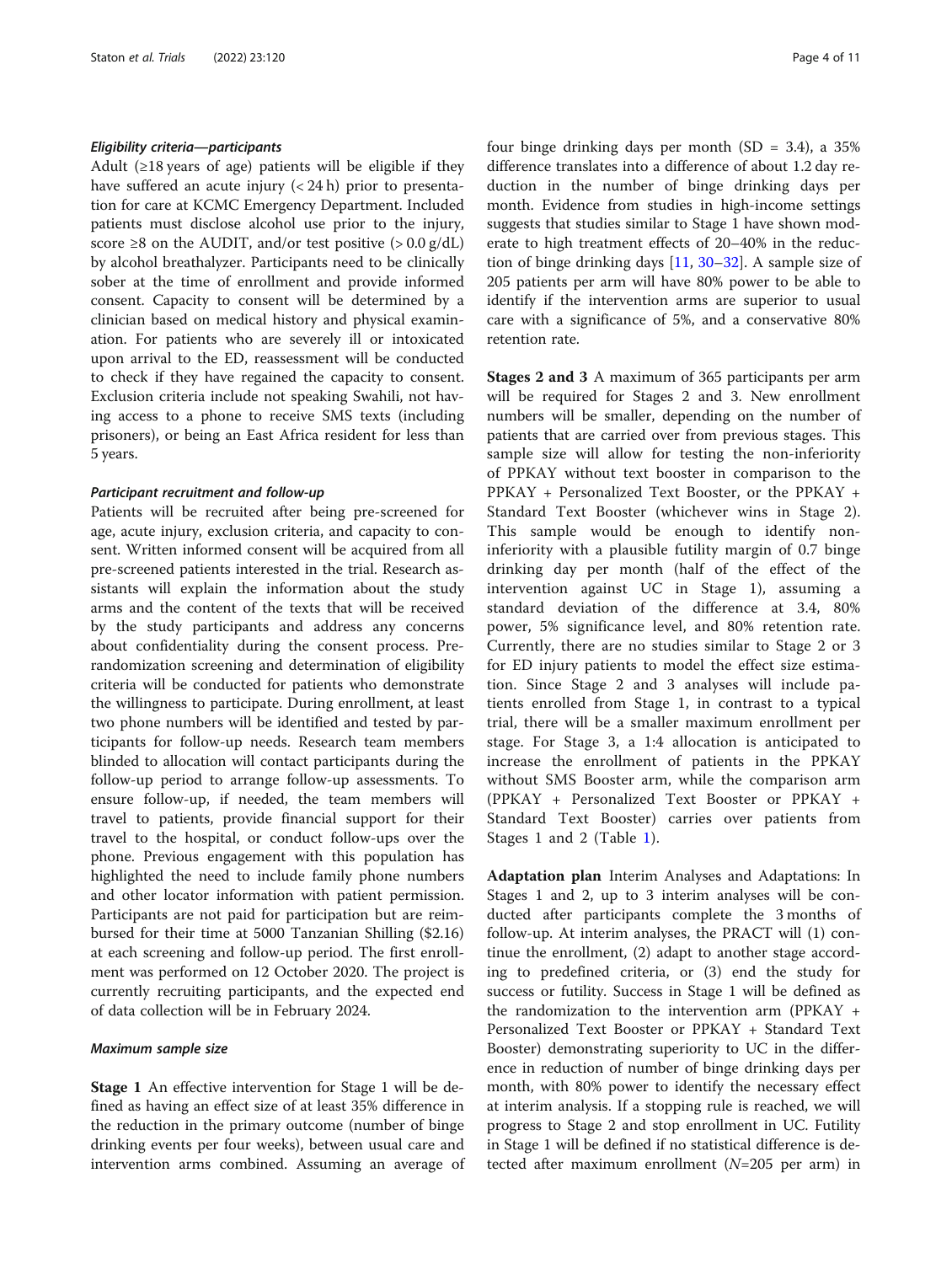#### *Eligibility criteria—participants*

Adult (≥18 years of age) patients will be eligible if they have suffered an acute injury (< 24 h) prior to presentation for care at KCMC Emergency Department. Included patients must disclose alcohol use prior to the injury, score ≥8 on the AUDIT, and/or test positive (> 0.0 g/dL) by alcohol breathalyzer. Participants need to be clinically sober at the time of enrollment and provide informed consent. Capacity to consent will be determined by a clinician based on medical history and physical examination. For patients who are severely ill or intoxicated upon arrival to the ED, reassessment will be conducted to check if they have regained the capacity to consent. Exclusion criteria include not speaking Swahili, not having access to a phone to receive SMS texts (including prisoners), or being an East Africa resident for less than 5 years.

#### *Participant recruitment and follow-up*

Patients will be recruited after being pre-screened for age, acute injury, exclusion criteria, and capacity to consent. Written informed consent will be acquired from all pre-screened patients interested in the trial. Research assistants will explain the information about the study arms and the content of the texts that will be received by the study participants and address any concerns about confidentiality during the consent process. Pre-randomization screening and determination of eligibility criteria will be conducted for patients who demonstrate the willingness to participate. During enrollment, at least two phone numbers will be identified and tested by participants for follow-up needs. Research team members blinded to allocation will contact participants during the follow-up period to arrange follow-up assessments. To ensure follow-up, if needed, the team members will travel to patients, provide financial support for their travel to the hospital, or conduct follow-ups over the phone. Previous engagement with this population has highlighted the need to include family phone numbers and other locator information with patient permission. Participants are not paid for participation but are reimbursed for their time at 5000 Tanzanian Shilling ($2.16) at each screening and follow-up period. The first enrollment was performed on 12 October 2020. The project is currently recruiting participants, and the expected end of data collection will be in February 2024.

#### *Maximum sample size*

**Stage 1** An effective intervention for Stage 1 will be defined as having an effect size of at least 35% difference in the reduction in the primary outcome (number of binge drinking events per four weeks), between usual care and intervention arms combined. Assuming an average of four binge drinking days per month (SD = 3.4), a 35% difference translates into a difference of about 1.2 day reduction in the number of binge drinking days per month. Evidence from studies in high-income settings suggests that studies similar to Stage 1 have shown moderate to high treatment effects of 20–40% in the reduction of binge drinking days [11, 30–32]. A sample size of 205 patients per arm will have 80% power to be able to identify if the intervention arms are superior to usual care with a significance of 5%, and a conservative 80% retention rate.

**Stages 2 and 3** A maximum of 365 participants per arm will be required for Stages 2 and 3. New enrollment numbers will be smaller, depending on the number of patients that are carried over from previous stages. This sample size will allow for testing the non-inferiority of PPKAY without text booster in comparison to the PPKAY + Personalized Text Booster, or the PPKAY + Standard Text Booster (whichever wins in Stage 2). This sample would be enough to identify non-inferiority with a plausible futility margin of 0.7 binge drinking day per month (half of the effect of the intervention against UC in Stage 1), assuming a standard deviation of the difference at 3.4, 80% power, 5% significance level, and 80% retention rate. Currently, there are no studies similar to Stage 2 or 3 for ED injury patients to model the effect size estimation. Since Stage 2 and 3 analyses will include patients enrolled from Stage 1, in contrast to a typical trial, there will be a smaller maximum enrollment per stage. For Stage 3, a 1:4 allocation is anticipated to increase the enrollment of patients in the PPKAY without SMS Booster arm, while the comparison arm (PPKAY + Personalized Text Booster or PPKAY + Standard Text Booster) carries over patients from Stages 1 and 2 (Table 1).

**Adaptation plan** Interim Analyses and Adaptations: In Stages 1 and 2, up to 3 interim analyses will be conducted after participants complete the 3 months of follow-up. At interim analyses, the PRACT will (1) continue the enrollment, (2) adapt to another stage according to predefined criteria, or (3) end the study for success or futility. Success in Stage 1 will be defined as the randomization to the intervention arm (PPKAY + Personalized Text Booster or PPKAY + Standard Text Booster) demonstrating superiority to UC in the difference in reduction of number of binge drinking days per month, with 80% power to identify the necessary effect at interim analysis. If a stopping rule is reached, we will progress to Stage 2 and stop enrollment in UC. Futility in Stage 1 will be defined if no statistical difference is detected after maximum enrollment (*N*=205 per arm) in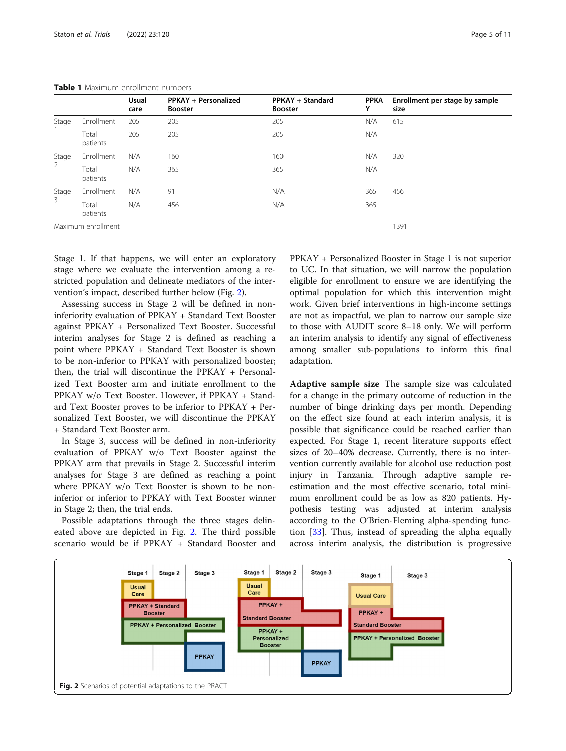**Table 1** Maximum enrollment numbers

| | | Usual care | PPKAY + Personalized Booster | PPKAY + Standard Booster | PPKAY | Enrollment per stage by sample size |
|---|---|---|---|---|---|---|
| Stage 1 | Enrollment | 205 | 205 | 205 | N/A | 615 |
| | Total patients | 205 | 205 | 205 | N/A | |
| Stage 2 | Enrollment | N/A | 160 | 160 | N/A | 320 |
| | Total patients | N/A | 365 | 365 | N/A | |
| Stage 3 | Enrollment | N/A | 91 | N/A | 365 | 456 |
| | Total patients | N/A | 456 | N/A | 365 | |
| Maximum enrollment | | | | | | 1391 |

Stage 1. If that happens, we will enter an exploratory stage where we evaluate the intervention among a restricted population and delineate mediators of the intervention's impact, described further below (Fig. 2).

Assessing success in Stage 2 will be defined in non-inferiority evaluation of PPKAY + Standard Text Booster against PPKAY + Personalized Text Booster. Successful interim analyses for Stage 2 is defined as reaching a point where PPKAY + Standard Text Booster is shown to be non-inferior to PPKAY with personalized booster; then, the trial will discontinue the PPKAY + Personalized Text Booster arm and initiate enrollment to the PPKAY w/o Text Booster. However, if PPKAY + Standard Text Booster proves to be inferior to PPKAY + Personalized Text Booster, we will discontinue the PPKAY + Standard Text Booster arm.

In Stage 3, success will be defined in non-inferiority evaluation of PPKAY w/o Text Booster against the PPKAY arm that prevails in Stage 2. Successful interim analyses for Stage 3 are defined as reaching a point where PPKAY w/o Text Booster is shown to be non-inferior or inferior to PPKAY with Text Booster winner in Stage 2; then, the trial ends.

Possible adaptations through the three stages delineated above are depicted in Fig. 2. The third possible scenario would be if PPKAY + Standard Booster and PPKAY + Personalized Booster in Stage 1 is not superior to UC. In that situation, we will narrow the population eligible for enrollment to ensure we are identifying the optimal population for which this intervention might work. Given brief interventions in high-income settings are not as impactful, we plan to narrow our sample size to those with AUDIT score 8–18 only. We will perform an interim analysis to identify any signal of effectiveness among smaller sub-populations to inform this final adaptation.

**Adaptive sample size** The sample size was calculated for a change in the primary outcome of reduction in the number of binge drinking days per month. Depending on the effect size found at each interim analysis, it is possible that significance could be reached earlier than expected. For Stage 1, recent literature supports effect sizes of 20–40% decrease. Currently, there is no intervention currently available for alcohol use reduction post injury in Tanzania. Through adaptive sample re-estimation and the most effective scenario, total minimum enrollment could be as low as 820 patients. Hypothesis testing was adjusted at interim analysis according to the O'Brien-Fleming alpha-spending function [33]. Thus, instead of spreading the alpha equally across interim analysis, the distribution is progressive

**Fig. 2** Scenarios of potential adaptations to the PRACT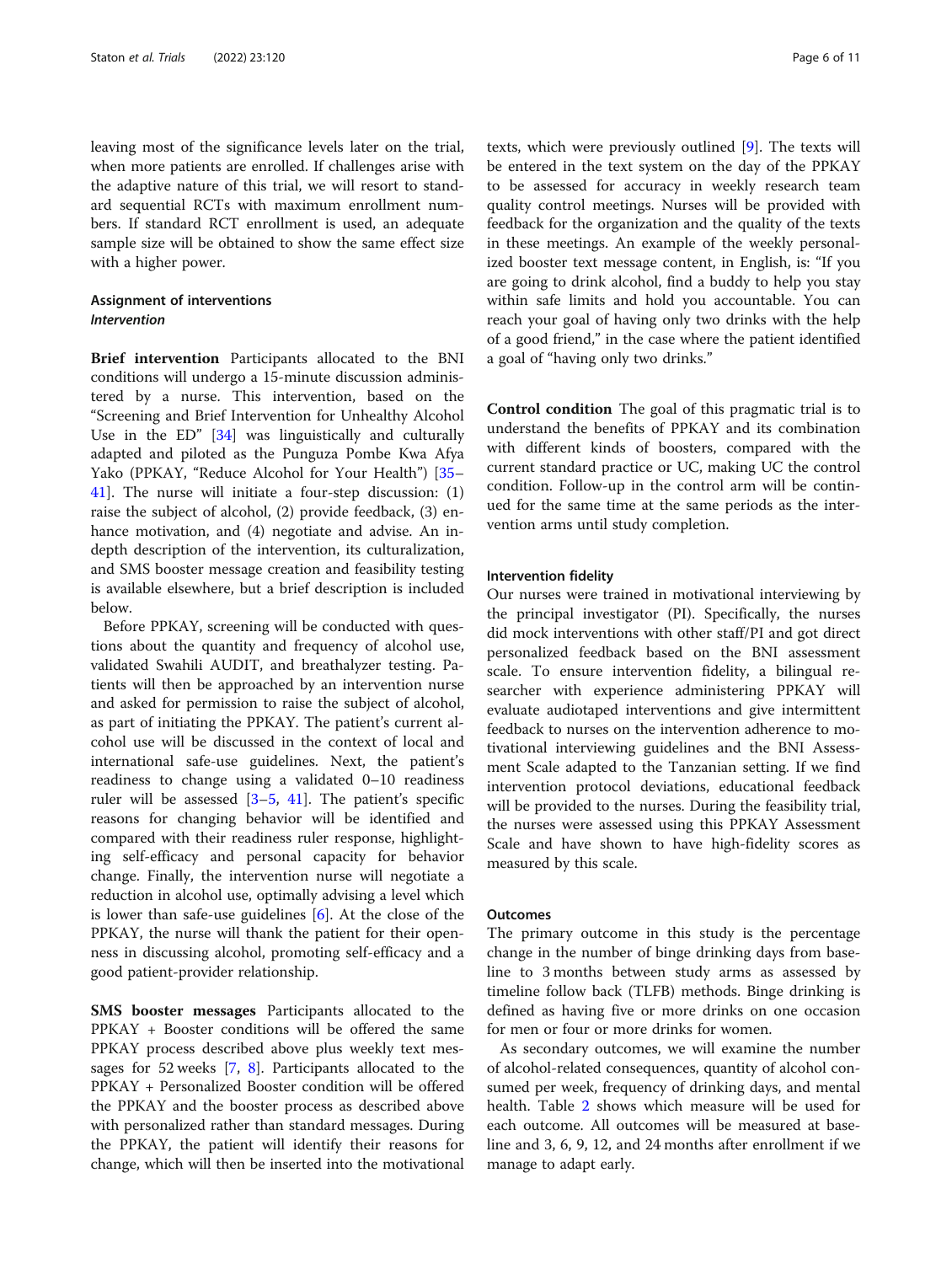leaving most of the significance levels later on the trial, when more patients are enrolled. If challenges arise with the adaptive nature of this trial, we will resort to standard sequential RCTs with maximum enrollment numbers. If standard RCT enrollment is used, an adequate sample size will be obtained to show the same effect size with a higher power.

### Assignment of interventions

#### *Intervention*

**Brief intervention** Participants allocated to the BNI conditions will undergo a 15-minute discussion administered by a nurse. This intervention, based on the "Screening and Brief Intervention for Unhealthy Alcohol Use in the ED" [34] was linguistically and culturally adapted and piloted as the Punguza Pombe Kwa Afya Yako (PPKAY, "Reduce Alcohol for Your Health") [35–41]. The nurse will initiate a four-step discussion: (1) raise the subject of alcohol, (2) provide feedback, (3) enhance motivation, and (4) negotiate and advise. An in-depth description of the intervention, its culturalization, and SMS booster message creation and feasibility testing is available elsewhere, but a brief description is included below.

Before PPKAY, screening will be conducted with questions about the quantity and frequency of alcohol use, validated Swahili AUDIT, and breathalyzer testing. Patients will then be approached by an intervention nurse and asked for permission to raise the subject of alcohol, as part of initiating the PPKAY. The patient's current alcohol use will be discussed in the context of local and international safe-use guidelines. Next, the patient's readiness to change using a validated 0–10 readiness ruler will be assessed [3–5, 41]. The patient's specific reasons for changing behavior will be identified and compared with their readiness ruler response, highlighting self-efficacy and personal capacity for behavior change. Finally, the intervention nurse will negotiate a reduction in alcohol use, optimally advising a level which is lower than safe-use guidelines [6]. At the close of the PPKAY, the nurse will thank the patient for their openness in discussing alcohol, promoting self-efficacy and a good patient-provider relationship.

**SMS booster messages** Participants allocated to the PPKAY + Booster conditions will be offered the same PPKAY process described above plus weekly text messages for 52 weeks [7, 8]. Participants allocated to the PPKAY + Personalized Booster condition will be offered the PPKAY and the booster process as described above with personalized rather than standard messages. During the PPKAY, the patient will identify their reasons for change, which will then be inserted into the motivational texts, which were previously outlined [9]. The texts will be entered in the text system on the day of the PPKAY to be assessed for accuracy in weekly research team quality control meetings. Nurses will be provided with feedback for the organization and the quality of the texts in these meetings. An example of the weekly personalized booster text message content, in English, is: "If you are going to drink alcohol, find a buddy to help you stay within safe limits and hold you accountable. You can reach your goal of having only two drinks with the help of a good friend," in the case where the patient identified a goal of "having only two drinks."

**Control condition** The goal of this pragmatic trial is to understand the benefits of PPKAY and its combination with different kinds of boosters, compared with the current standard practice or UC, making UC the control condition. Follow-up in the control arm will be continued for the same time at the same periods as the intervention arms until study completion.

### Intervention fidelity

Our nurses were trained in motivational interviewing by the principal investigator (PI). Specifically, the nurses did mock interventions with other staff/PI and got direct personalized feedback based on the BNI assessment scale. To ensure intervention fidelity, a bilingual researcher with experience administering PPKAY will evaluate audiotaped interventions and give intermittent feedback to nurses on the intervention adherence to motivational interviewing guidelines and the BNI Assessment Scale adapted to the Tanzanian setting. If we find intervention protocol deviations, educational feedback will be provided to the nurses. During the feasibility trial, the nurses were assessed using this PPKAY Assessment Scale and have shown to have high-fidelity scores as measured by this scale.

### Outcomes

The primary outcome in this study is the percentage change in the number of binge drinking days from baseline to 3 months between study arms as assessed by timeline follow back (TLFB) methods. Binge drinking is defined as having five or more drinks on one occasion for men or four or more drinks for women.

As secondary outcomes, we will examine the number of alcohol-related consequences, quantity of alcohol consumed per week, frequency of drinking days, and mental health. Table 2 shows which measure will be used for each outcome. All outcomes will be measured at baseline and 3, 6, 9, 12, and 24 months after enrollment if we manage to adapt early.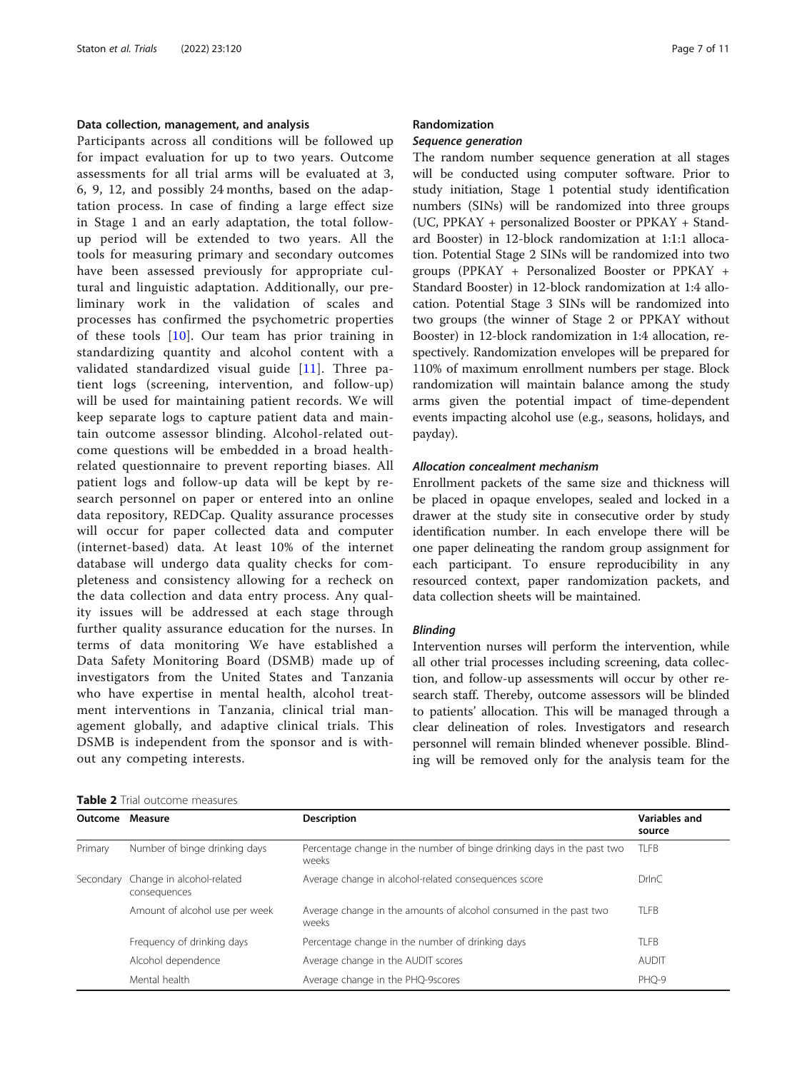### Data collection, management, and analysis

Participants across all conditions will be followed up for impact evaluation for up to two years. Outcome assessments for all trial arms will be evaluated at 3, 6, 9, 12, and possibly 24 months, based on the adaptation process. In case of finding a large effect size in Stage 1 and an early adaptation, the total follow-up period will be extended to two years. All the tools for measuring primary and secondary outcomes have been assessed previously for appropriate cultural and linguistic adaptation. Additionally, our preliminary work in the validation of scales and processes has confirmed the psychometric properties of these tools [10]. Our team has prior training in standardizing quantity and alcohol content with a validated standardized visual guide [11]. Three patient logs (screening, intervention, and follow-up) will be used for maintaining patient records. We will keep separate logs to capture patient data and maintain outcome assessor blinding. Alcohol-related outcome questions will be embedded in a broad health-related questionnaire to prevent reporting biases. All patient logs and follow-up data will be kept by research personnel on paper or entered into an online data repository, REDCap. Quality assurance processes will occur for paper collected data and computer (internet-based) data. At least 10% of the internet database will undergo data quality checks for completeness and consistency allowing for a recheck on the data collection and data entry process. Any quality issues will be addressed at each stage through further quality assurance education for the nurses. In terms of data monitoring We have established a Data Safety Monitoring Board (DSMB) made up of investigators from the United States and Tanzania who have expertise in mental health, alcohol treatment interventions in Tanzania, clinical trial management globally, and adaptive clinical trials. This DSMB is independent from the sponsor and is without any competing interests.

### Randomization

#### *Sequence generation*

The random number sequence generation at all stages will be conducted using computer software. Prior to study initiation, Stage 1 potential study identification numbers (SINs) will be randomized into three groups (UC, PPKAY + personalized Booster or PPKAY + Standard Booster) in 12-block randomization at 1:1:1 allocation. Potential Stage 2 SINs will be randomized into two groups (PPKAY + Personalized Booster or PPKAY + Standard Booster) in 12-block randomization at 1:4 allocation. Potential Stage 3 SINs will be randomized into two groups (the winner of Stage 2 or PPKAY without Booster) in 12-block randomization in 1:4 allocation, respectively. Randomization envelopes will be prepared for 110% of maximum enrollment numbers per stage. Block randomization will maintain balance among the study arms given the potential impact of time-dependent events impacting alcohol use (e.g., seasons, holidays, and payday).

#### *Allocation concealment mechanism*

Enrollment packets of the same size and thickness will be placed in opaque envelopes, sealed and locked in a drawer at the study site in consecutive order by study identification number. In each envelope there will be one paper delineating the random group assignment for each participant. To ensure reproducibility in any resourced context, paper randomization packets, and data collection sheets will be maintained.

#### *Blinding*

Intervention nurses will perform the intervention, while all other trial processes including screening, data collection, and follow-up assessments will occur by other research staff. Thereby, outcome assessors will be blinded to patients' allocation. This will be managed through a clear delineation of roles. Investigators and research personnel will remain blinded whenever possible. Blinding will be removed only for the analysis team for the

**Table 2** Trial outcome measures

| Outcome | Measure | Description | Variables and source |
|---|---|---|---|
| Primary | Number of binge drinking days | Percentage change in the number of binge drinking days in the past two weeks | TLFB |
| Secondary | Change in alcohol-related consequences | Average change in alcohol-related consequences score | DrInC |
| | Amount of alcohol use per week | Average change in the amounts of alcohol consumed in the past two weeks | TLFB |
| | Frequency of drinking days | Percentage change in the number of drinking days | TLFB |
| | Alcohol dependence | Average change in the AUDIT scores | AUDIT |
| | Mental health | Average change in the PHQ-9scores | PHQ-9 |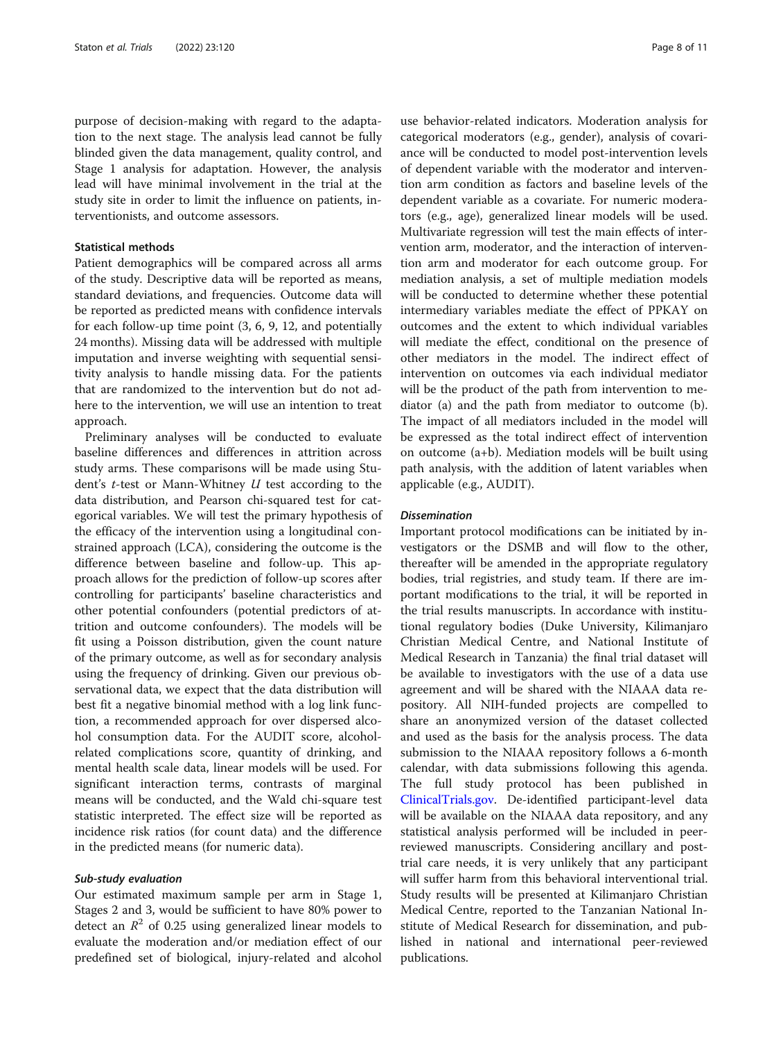purpose of decision-making with regard to the adaptation to the next stage. The analysis lead cannot be fully blinded given the data management, quality control, and Stage 1 analysis for adaptation. However, the analysis lead will have minimal involvement in the trial at the study site in order to limit the influence on patients, interventionists, and outcome assessors.

### Statistical methods

Patient demographics will be compared across all arms of the study. Descriptive data will be reported as means, standard deviations, and frequencies. Outcome data will be reported as predicted means with confidence intervals for each follow-up time point (3, 6, 9, 12, and potentially 24 months). Missing data will be addressed with multiple imputation and inverse weighting with sequential sensitivity analysis to handle missing data. For the patients that are randomized to the intervention but do not adhere to the intervention, we will use an intention to treat approach.

Preliminary analyses will be conducted to evaluate baseline differences and differences in attrition across study arms. These comparisons will be made using Student's *t*-test or Mann-Whitney *U* test according to the data distribution, and Pearson chi-squared test for categorical variables. We will test the primary hypothesis of the efficacy of the intervention using a longitudinal constrained approach (LCA), considering the outcome is the difference between baseline and follow-up. This approach allows for the prediction of follow-up scores after controlling for participants' baseline characteristics and other potential confounders (potential predictors of attrition and outcome confounders). The models will be fit using a Poisson distribution, given the count nature of the primary outcome, as well as for secondary analysis using the frequency of drinking. Given our previous observational data, we expect that the data distribution will best fit a negative binomial method with a log link function, a recommended approach for over dispersed alcohol consumption data. For the AUDIT score, alcohol-related complications score, quantity of drinking, and mental health scale data, linear models will be used. For significant interaction terms, contrasts of marginal means will be conducted, and the Wald chi-square test statistic interpreted. The effect size will be reported as incidence risk ratios (for count data) and the difference in the predicted means (for numeric data).

#### *Sub-study evaluation*

Our estimated maximum sample per arm in Stage 1, Stages 2 and 3, would be sufficient to have 80% power to detect an $R^2$ of 0.25 using generalized linear models to evaluate the moderation and/or mediation effect of our predefined set of biological, injury-related and alcohol use behavior-related indicators. Moderation analysis for categorical moderators (e.g., gender), analysis of covariance will be conducted to model post-intervention levels of dependent variable with the moderator and intervention arm condition as factors and baseline levels of the dependent variable as a covariate. For numeric moderators (e.g., age), generalized linear models will be used. Multivariate regression will test the main effects of intervention arm, moderator, and the interaction of intervention arm and moderator for each outcome group. For mediation analysis, a set of multiple mediation models will be conducted to determine whether these potential intermediary variables mediate the effect of PPKAY on outcomes and the extent to which individual variables will mediate the effect, conditional on the presence of other mediators in the model. The indirect effect of intervention on outcomes via each individual mediator will be the product of the path from intervention to mediator (a) and the path from mediator to outcome (b). The impact of all mediators included in the model will be expressed as the total indirect effect of intervention on outcome (a+b). Mediation models will be built using path analysis, with the addition of latent variables when applicable (e.g., AUDIT).

#### *Dissemination*

Important protocol modifications can be initiated by investigators or the DSMB and will flow to the other, thereafter will be amended in the appropriate regulatory bodies, trial registries, and study team. If there are important modifications to the trial, it will be reported in the trial results manuscripts. In accordance with institutional regulatory bodies (Duke University, Kilimanjaro Christian Medical Centre, and National Institute of Medical Research in Tanzania) the final trial dataset will be available to investigators with the use of a data use agreement and will be shared with the NIAAA data repository. All NIH-funded projects are compelled to share an anonymized version of the dataset collected and used as the basis for the analysis process. The data submission to the NIAAA repository follows a 6-month calendar, with data submissions following this agenda. The full study protocol has been published in ClinicalTrials.gov. De-identified participant-level data will be available on the NIAAA data repository, and any statistical analysis performed will be included in peer-reviewed manuscripts. Considering ancillary and post-trial care needs, it is very unlikely that any participant will suffer harm from this behavioral interventional trial. Study results will be presented at Kilimanjaro Christian Medical Centre, reported to the Tanzanian National Institute of Medical Research for dissemination, and published in national and international peer-reviewed publications.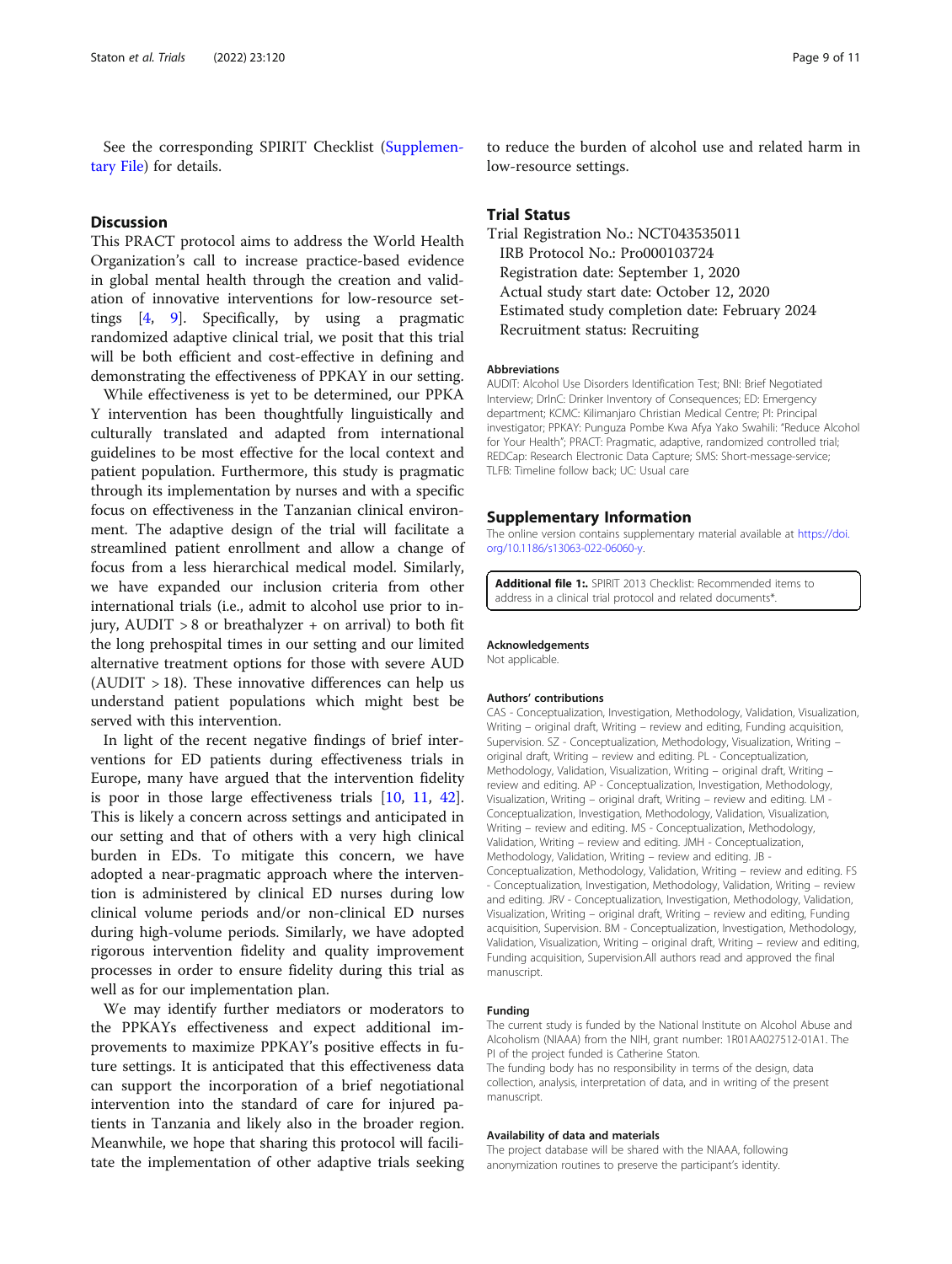See the corresponding SPIRIT Checklist (Supplementary File) for details.

## Discussion

This PRACT protocol aims to address the World Health Organization's call to increase practice-based evidence in global mental health through the creation and validation of innovative interventions for low-resource settings [4, 9]. Specifically, by using a pragmatic randomized adaptive clinical trial, we posit that this trial will be both efficient and cost-effective in defining and demonstrating the effectiveness of PPKAY in our setting.

While effectiveness is yet to be determined, our PPKA Y intervention has been thoughtfully linguistically and culturally translated and adapted from international guidelines to be most effective for the local context and patient population. Furthermore, this study is pragmatic through its implementation by nurses and with a specific focus on effectiveness in the Tanzanian clinical environment. The adaptive design of the trial will facilitate a streamlined patient enrollment and allow a change of focus from a less hierarchical medical model. Similarly, we have expanded our inclusion criteria from other international trials (i.e., admit to alcohol use prior to injury, AUDIT > 8 or breathalyzer + on arrival) to both fit the long prehospital times in our setting and our limited alternative treatment options for those with severe AUD (AUDIT > 18). These innovative differences can help us understand patient populations which might best be served with this intervention.

In light of the recent negative findings of brief interventions for ED patients during effectiveness trials in Europe, many have argued that the intervention fidelity is poor in those large effectiveness trials [10, 11, 42]. This is likely a concern across settings and anticipated in our setting and that of others with a very high clinical burden in EDs. To mitigate this concern, we have adopted a near-pragmatic approach where the intervention is administered by clinical ED nurses during low clinical volume periods and/or non-clinical ED nurses during high-volume periods. Similarly, we have adopted rigorous intervention fidelity and quality improvement processes in order to ensure fidelity during this trial as well as for our implementation plan.

We may identify further mediators or moderators to the PPKAYs effectiveness and expect additional improvements to maximize PPKAY's positive effects in future settings. It is anticipated that this effectiveness data can support the incorporation of a brief negotiational intervention into the standard of care for injured patients in Tanzania and likely also in the broader region. Meanwhile, we hope that sharing this protocol will facilitate the implementation of other adaptive trials seeking to reduce the burden of alcohol use and related harm in low-resource settings.

## Trial Status

Trial Registration No.: NCT043535011
IRB Protocol No.: Pro000103724
Registration date: September 1, 2020
Actual study start date: October 12, 2020
Estimated study completion date: February 2024
Recruitment status: Recruiting

#### Abbreviations

AUDIT: Alcohol Use Disorders Identification Test; BNI: Brief Negotiated Interview; DrInC: Drinker Inventory of Consequences; ED: Emergency department; KCMC: Kilimanjaro Christian Medical Centre; PI: Principal investigator; PPKAY: Punguza Pombe Kwa Afya Yako Swahili: "Reduce Alcohol for Your Health"; PRACT: Pragmatic, adaptive, randomized controlled trial; REDCap: Research Electronic Data Capture; SMS: Short-message-service; TLFB: Timeline follow back; UC: Usual care

## Supplementary Information

The online version contains supplementary material available at https://doi.org/10.1186/s13063-022-06060-y.

**Additional file 1:.** SPIRIT 2013 Checklist: Recommended items to address in a clinical trial protocol and related documents*.

#### Acknowledgements

Not applicable.

#### Authors' contributions

CAS - Conceptualization, Investigation, Methodology, Validation, Visualization, Writing – original draft, Writing – review and editing, Funding acquisition, Supervision. SZ - Conceptualization, Methodology, Visualization, Writing – original draft, Writing – review and editing. PL - Conceptualization, Methodology, Validation, Visualization, Writing – original draft, Writing – review and editing. AP - Conceptualization, Investigation, Methodology, Visualization, Writing – original draft, Writing – review and editing. LM - Conceptualization, Investigation, Methodology, Validation, Visualization, Writing – review and editing. MS - Conceptualization, Methodology, Validation, Writing – review and editing. JMH - Conceptualization, Methodology, Validation, Writing – review and editing. JB - Conceptualization, Methodology, Validation, Writing – review and editing. FS - Conceptualization, Investigation, Methodology, Validation, Writing – review and editing. JRV - Conceptualization, Investigation, Methodology, Validation, Visualization, Writing – original draft, Writing – review and editing, Funding acquisition, Supervision. BM - Conceptualization, Investigation, Methodology, Validation, Visualization, Writing – original draft, Writing – review and editing, Funding acquisition, Supervision.All authors read and approved the final manuscript.

#### Funding

The current study is funded by the National Institute on Alcohol Abuse and Alcoholism (NIAAA) from the NIH, grant number: 1R01AA027512-01A1. The PI of the project funded is Catherine Staton.

The funding body has no responsibility in terms of the design, data collection, analysis, interpretation of data, and in writing of the present manuscript.

#### Availability of data and materials

The project database will be shared with the NIAAA, following anonymization routines to preserve the participant's identity.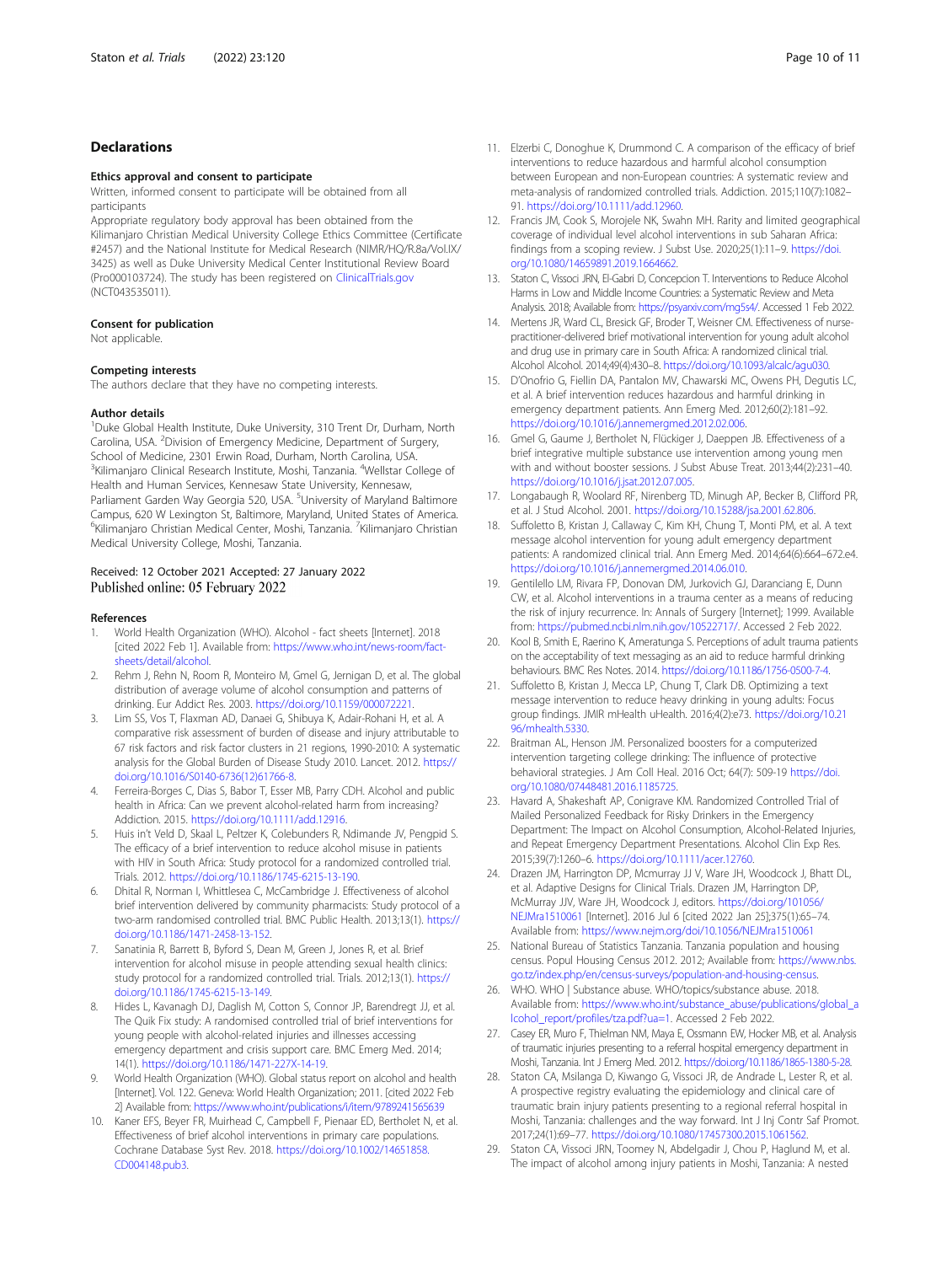## Declarations

### Ethics approval and consent to participate

Written, informed consent to participate will be obtained from all participants

Appropriate regulatory body approval has been obtained from the Kilimanjaro Christian Medical University College Ethics Committee (Certificate #2457) and the National Institute for Medical Research (NIMR/HQ/R.8a/Vol.IX/3425) as well as Duke University Medical Center Institutional Review Board (Pro000103724). The study has been registered on ClinicalTrials.gov (NCT043535011).

### Consent for publication

Not applicable.

### Competing interests

The authors declare that they have no competing interests.

### Author details

[1]Duke Global Health Institute, Duke University, 310 Trent Dr, Durham, North Carolina, USA. [2]Division of Emergency Medicine, Department of Surgery, School of Medicine, 2301 Erwin Road, Durham, North Carolina, USA. [3]Kilimanjaro Clinical Research Institute, Moshi, Tanzania. [4]Wellstar College of Health and Human Services, Kennesaw State University, Kennesaw, Parliament Garden Way Georgia 520, USA. [5]University of Maryland Baltimore Campus, 620 W Lexington St, Baltimore, Maryland, United States of America. [6]Kilimanjaro Christian Medical Center, Moshi, Tanzania. [7]Kilimanjaro Christian Medical University College, Moshi, Tanzania.

Received: 12 October 2021 Accepted: 27 January 2022
Published online: 05 February 2022

### References

1. World Health Organization (WHO). Alcohol - fact sheets [Internet]. 2018 [cited 2022 Feb 1]. Available from: https://www.who.int/news-room/fact-sheets/detail/alcohol.
2. Rehm J, Rehn N, Room R, Monteiro M, Gmel G, Jernigan D, et al. The global distribution of average volume of alcohol consumption and patterns of drinking. Eur Addict Res. 2003. https://doi.org/10.1159/000072221.
3. Lim SS, Vos T, Flaxman AD, Danaei G, Shibuya K, Adair-Rohani H, et al. A comparative risk assessment of burden of disease and injury attributable to 67 risk factors and risk factor clusters in 21 regions, 1990-2010: A systematic analysis for the Global Burden of Disease Study 2010. Lancet. 2012. https://doi.org/10.1016/S0140-6736(12)61766-8.
4. Ferreira-Borges C, Dias S, Babor T, Esser MB, Parry CDH. Alcohol and public health in Africa: Can we prevent alcohol-related harm from increasing? Addiction. 2015. https://doi.org/10.1111/add.12916.
5. Huis in't Veld D, Skaal L, Peltzer K, Colebunders R, Ndimande JV, Pengpid S. The efficacy of a brief intervention to reduce alcohol misuse in patients with HIV in South Africa: Study protocol for a randomized controlled trial. Trials. 2012. https://doi.org/10.1186/1745-6215-13-190.
6. Dhital R, Norman I, Whittlesea C, McCambridge J. Effectiveness of alcohol brief intervention delivered by community pharmacists: Study protocol of a two-arm randomised controlled trial. BMC Public Health. 2013;13(1). https://doi.org/10.1186/1471-2458-13-152.
7. Sanatinia R, Barrett B, Byford S, Dean M, Green J, Jones R, et al. Brief intervention for alcohol misuse in people attending sexual health clinics: study protocol for a randomized controlled trial. Trials. 2012;13(1). https://doi.org/10.1186/1745-6215-13-149.
8. Hides L, Kavanagh DJ, Daglish M, Cotton S, Connor JP, Barendregt JJ, et al. The Quik Fix study: A randomised controlled trial of brief interventions for young people with alcohol-related injuries and illnesses accessing emergency department and crisis support care. BMC Emerg Med. 2014; 14(1). https://doi.org/10.1186/1471-227X-14-19.
9. World Health Organization (WHO). Global status report on alcohol and health [Internet]. Vol. 122. Geneva: World Health Organization; 2011. [cited 2022 Feb 2] Available from: https://www.who.int/publications/i/item/9789241565639
10. Kaner EFS, Beyer FR, Muirhead C, Campbell F, Pienaar ED, Bertholet N, et al. Effectiveness of brief alcohol interventions in primary care populations. Cochrane Database Syst Rev. 2018. https://doi.org/10.1002/14651858.CD004148.pub3.
11. Elzerbi C, Donoghue K, Drummond C. A comparison of the efficacy of brief interventions to reduce hazardous and harmful alcohol consumption between European and non-European countries: A systematic review and meta-analysis of randomized controlled trials. Addiction. 2015;110(7):1082–91. https://doi.org/10.1111/add.12960.
12. Francis JM, Cook S, Morojele NK, Swahn MH. Rarity and limited geographical coverage of individual level alcohol interventions in sub Saharan Africa: findings from a scoping review. J Subst Use. 2020;25(1):11–9. https://doi.org/10.1080/14659891.2019.1664662.
13. Staton C, Vissoci JRN, El-Gabri D, Concepcion T. Interventions to Reduce Alcohol Harms in Low and Middle Income Countries: a Systematic Review and Meta Analysis. 2018; Available from: https://psyarxiv.com/mg5s4/. Accessed 1 Feb 2022.
14. Mertens JR, Ward CL, Bresick GF, Broder T, Weisner CM. Effectiveness of nurse-practitioner-delivered brief motivational intervention for young adult alcohol and drug use in primary care in South Africa: A randomized clinical trial. Alcohol Alcohol. 2014;49(4):430–8. https://doi.org/10.1093/alcalc/agu030.
15. D'Onofrio G, Fiellin DA, Pantalon MV, Chawarski MC, Owens PH, Degutis LC, et al. A brief intervention reduces hazardous and harmful drinking in emergency department patients. Ann Emerg Med. 2012;60(2):181–92. https://doi.org/10.1016/j.annemergmed.2012.02.006.
16. Gmel G, Gaume J, Bertholet N, Flückiger J, Daeppen JB. Effectiveness of a brief integrative multiple substance use intervention among young men with and without booster sessions. J Subst Abuse Treat. 2013;44(2):231–40. https://doi.org/10.1016/j.jsat.2012.07.005.
17. Longabaugh R, Woolard RF, Nirenberg TD, Minugh AP, Becker B, Clifford PR, et al. J Stud Alcohol. 2001. https://doi.org/10.15288/jsa.2001.62.806.
18. Suffoletto B, Kristan J, Callaway C, Kim KH, Chung T, Monti PM, et al. A text message alcohol intervention for young adult emergency department patients: A randomized clinical trial. Ann Emerg Med. 2014;64(6):664–672.e4. https://doi.org/10.1016/j.annemergmed.2014.06.010.
19. Gentilello LM, Rivara FP, Donovan DM, Jurkovich GJ, Daranciang E, Dunn CW, et al. Alcohol interventions in a trauma center as a means of reducing the risk of injury recurrence. In: Annals of Surgery [Internet]; 1999. Available from: https://pubmed.ncbi.nlm.nih.gov/10522717/. Accessed 2 Feb 2022.
20. Kool B, Smith E, Raerino K, Ameratunga S. Perceptions of adult trauma patients on the acceptability of text messaging as an aid to reduce harmful drinking behaviours. BMC Res Notes. 2014. https://doi.org/10.1186/1756-0500-7-4.
21. Suffoletto B, Kristan J, Mecca LP, Chung T, Clark DB. Optimizing a text message intervention to reduce heavy drinking in young adults: Focus group findings. JMIR mHealth uHealth. 2016;4(2):e73. https://doi.org/10.2196/mhealth.5330.
22. Braitman AL, Henson JM. Personalized boosters for a computerized intervention targeting college drinking: The influence of protective behavioral strategies. J Am Coll Heal. 2016 Oct; 64(7): 509-19 https://doi.org/10.1080/07448481.2016.1185725.
23. Havard A, Shakeshaft AP, Conigrave KM. Randomized Controlled Trial of Mailed Personalized Feedback for Risky Drinkers in the Emergency Department: The Impact on Alcohol Consumption, Alcohol-Related Injuries, and Repeat Emergency Department Presentations. Alcohol Clin Exp Res. 2015;39(7):1260–6. https://doi.org/10.1111/acer.12760.
24. Drazen JM, Harrington DP, Mcmurray JJ V, Ware JH, Woodcock J, Bhatt DL, et al. Adaptive Designs for Clinical Trials. Drazen JM, Harrington DP, McMurray JJV, Ware JH, Woodcock J, editors. https://doi.org/10.1056/NEJMra1510061 [Internet]. 2016 Jul 6 [cited 2022 Jan 25];375(1):65–74. Available from: https://www.nejm.org/doi/10.1056/NEJMra1510061
25. National Bureau of Statistics Tanzania. Tanzania population and housing census. Popul Housing Census 2012. 2012; Available from: https://www.nbs.go.tz/index.php/en/census-surveys/population-and-housing-census.
26. WHO. WHO | Substance abuse. WHO/topics/substance abuse. 2018. Available from: https://www.who.int/substance_abuse/publications/global_alcohol_report/profiles/tza.pdf?ua=1. Accessed 2 Feb 2022.
27. Casey ER, Muro F, Thielman NM, Maya E, Ossmann EW, Hocker MB, et al. Analysis of traumatic injuries presenting to a referral hospital emergency department in Moshi, Tanzania. Int J Emerg Med. 2012. https://doi.org/10.1186/1865-1380-5-28.
28. Staton CA, Msilanga D, Kiwango G, Vissoci JR, de Andrade L, Lester R, et al. A prospective registry evaluating the epidemiology and clinical care of traumatic brain injury patients presenting to a regional referral hospital in Moshi, Tanzania: challenges and the way forward. Int J Inj Contr Saf Promot. 2017;24(1):69–77. https://doi.org/10.1080/17457300.2015.1061562.
29. Staton CA, Vissoci JRN, Toomey N, Abdelgadir J, Chou P, Haglund M, et al. The impact of alcohol among injury patients in Moshi, Tanzania: A nested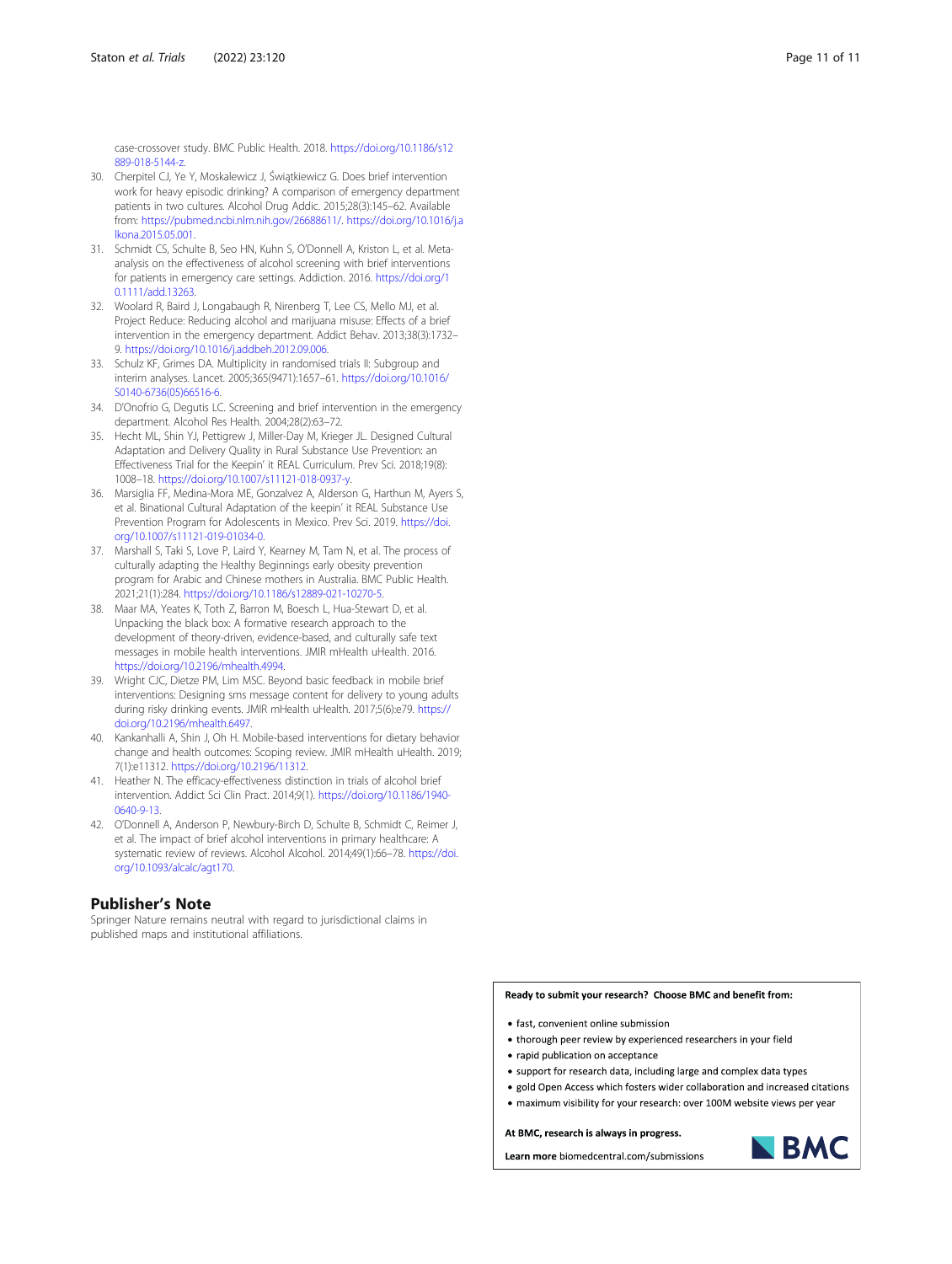case-crossover study. BMC Public Health. 2018. https://doi.org/10.1186/s12889-018-5144-z.

30. Cherpitel CJ, Ye Y, Moskalewicz J, Świątkiewicz G. Does brief intervention work for heavy episodic drinking? A comparison of emergency department patients in two cultures. Alcohol Drug Addic. 2015;28(3):145–62. Available from: https://pubmed.ncbi.nlm.nih.gov/26688611/. https://doi.org/10.1016/j.alkona.2015.05.001.
31. Schmidt CS, Schulte B, Seo HN, Kuhn S, O'Donnell A, Kriston L, et al. Meta-analysis on the effectiveness of alcohol screening with brief interventions for patients in emergency care settings. Addiction. 2016. https://doi.org/10.1111/add.13263.
32. Woolard R, Baird J, Longabaugh R, Nirenberg T, Lee CS, Mello MJ, et al. Project Reduce: Reducing alcohol and marijuana misuse: Effects of a brief intervention in the emergency department. Addict Behav. 2013;38(3):1732–9. https://doi.org/10.1016/j.addbeh.2012.09.006.
33. Schulz KF, Grimes DA. Multiplicity in randomised trials II: Subgroup and interim analyses. Lancet. 2005;365(9471):1657–61. https://doi.org/10.1016/S0140-6736(05)66516-6.
34. D'Onofrio G, Degutis LC. Screening and brief intervention in the emergency department. Alcohol Res Health. 2004;28(2):63–72.
35. Hecht ML, Shin YJ, Pettigrew J, Miller-Day M, Krieger JL. Designed Cultural Adaptation and Delivery Quality in Rural Substance Use Prevention: an Effectiveness Trial for the Keepin' it REAL Curriculum. Prev Sci. 2018;19(8):1008–18. https://doi.org/10.1007/s11121-018-0937-y.
36. Marsiglia FF, Medina-Mora ME, Gonzalvez A, Alderson G, Harthun M, Ayers S, et al. Binational Cultural Adaptation of the keepin' it REAL Substance Use Prevention Program for Adolescents in Mexico. Prev Sci. 2019. https://doi.org/10.1007/s11121-019-01034-0.
37. Marshall S, Taki S, Love P, Laird Y, Kearney M, Tam N, et al. The process of culturally adapting the Healthy Beginnings early obesity prevention program for Arabic and Chinese mothers in Australia. BMC Public Health. 2021;21(1):284. https://doi.org/10.1186/s12889-021-10270-5.
38. Maar MA, Yeates K, Toth Z, Barron M, Boesch L, Hua-Stewart D, et al. Unpacking the black box: A formative research approach to the development of theory-driven, evidence-based, and culturally safe text messages in mobile health interventions. JMIR mHealth uHealth. 2016. https://doi.org/10.2196/mhealth.4994.
39. Wright CJC, Dietze PM, Lim MSC. Beyond basic feedback in mobile brief interventions: Designing sms message content for delivery to young adults during risky drinking events. JMIR mHealth uHealth. 2017;5(6):e79. https://doi.org/10.2196/mhealth.6497.
40. Kankanhalli A, Shin J, Oh H. Mobile-based interventions for dietary behavior change and health outcomes: Scoping review. JMIR mHealth uHealth. 2019;7(1):e11312. https://doi.org/10.2196/11312.
41. Heather N. The efficacy-effectiveness distinction in trials of alcohol brief intervention. Addict Sci Clin Pract. 2014;9(1). https://doi.org/10.1186/1940-0640-9-13.
42. O'Donnell A, Anderson P, Newbury-Birch D, Schulte B, Schmidt C, Reimer J, et al. The impact of brief alcohol interventions in primary healthcare: A systematic review of reviews. Alcohol Alcohol. 2014;49(1):66–78. https://doi.org/10.1093/alcalc/agt170.

## Publisher's Note

Springer Nature remains neutral with regard to jurisdictional claims in published maps and institutional affiliations.

**Ready to submit your research? Choose BMC and benefit from:**

- fast, convenient online submission
- thorough peer review by experienced researchers in your field
- rapid publication on acceptance
- support for research data, including large and complex data types
- gold Open Access which fosters wider collaboration and increased citations
- maximum visibility for your research: over 100M website views per year

**At BMC, research is always in progress.**

**Learn more** biomedcentral.com/submissions

BMC